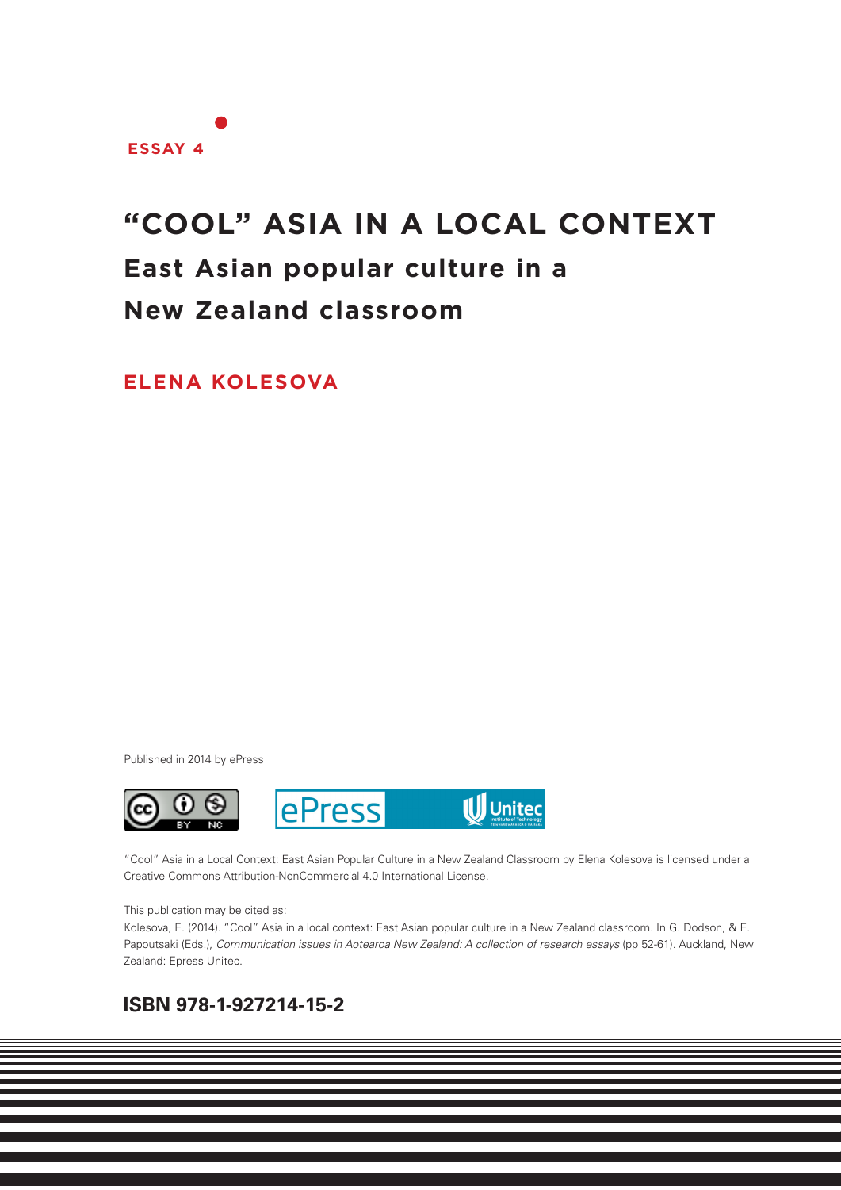ESSAY 4

# "COOL" ASIA IN A LOCAL CONTEXT

## East Asian popular culture in a New Zealand classroom

**ELENA KOLESOVA**

Published in 2014 by ePress

"Cool" Asia in a Local Context: East Asian Popular Culture in a New Zealand Classroom by Elena Kolesova is licensed under a Creative Commons Attribution-NonCommercial 4.0 International License.

This publication may be cited as:
Kolesova, E. (2014). "Cool" Asia in a local context: East Asian popular culture in a New Zealand classroom. In G. Dodson, & E. Papoutsaki (Eds.), *Communication issues in Aotearoa New Zealand: A collection of research essays* (pp 52-61). Auckland, New Zealand: Epress Unitec.

**ISBN 978-1-927214-15-2**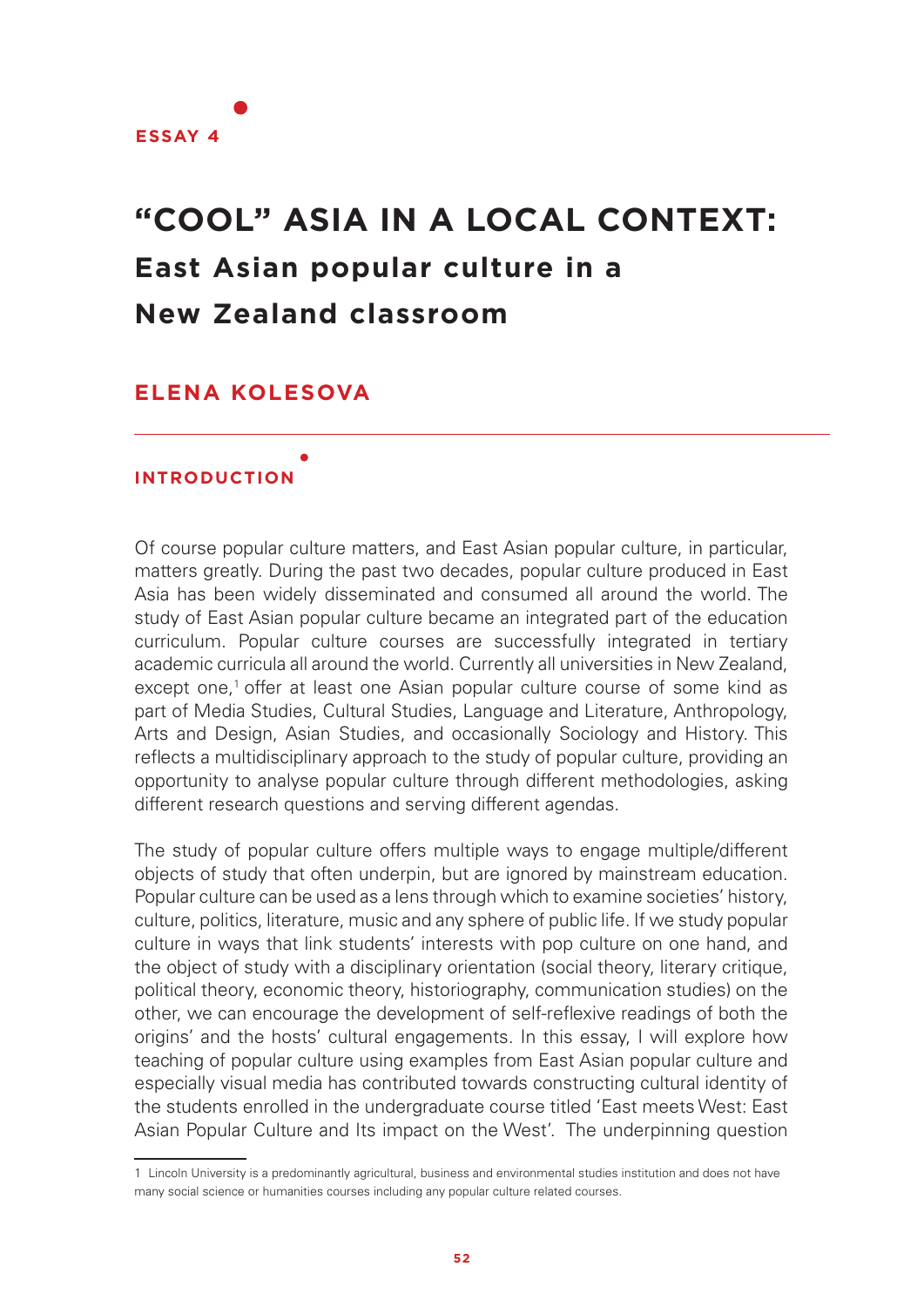ESSAY 4

# "COOL" ASIA IN A LOCAL CONTEXT:
## East Asian popular culture in a New Zealand classroom

**ELENA KOLESOVA**

### INTRODUCTION

Of course popular culture matters, and East Asian popular culture, in particular, matters greatly. During the past two decades, popular culture produced in East Asia has been widely disseminated and consumed all around the world. The study of East Asian popular culture became an integrated part of the education curriculum. Popular culture courses are successfully integrated in tertiary academic curricula all around the world. Currently all universities in New Zealand, except one,[1] offer at least one Asian popular culture course of some kind as part of Media Studies, Cultural Studies, Language and Literature, Anthropology, Arts and Design, Asian Studies, and occasionally Sociology and History. This reflects a multidisciplinary approach to the study of popular culture, providing an opportunity to analyse popular culture through different methodologies, asking different research questions and serving different agendas.

The study of popular culture offers multiple ways to engage multiple/different objects of study that often underpin, but are ignored by mainstream education. Popular culture can be used as a lens through which to examine societies' history, culture, politics, literature, music and any sphere of public life. If we study popular culture in ways that link students' interests with pop culture on one hand, and the object of study with a disciplinary orientation (social theory, literary critique, political theory, economic theory, historiography, communication studies) on the other, we can encourage the development of self-reflexive readings of both the origins' and the hosts' cultural engagements. In this essay, I will explore how teaching of popular culture using examples from East Asian popular culture and especially visual media has contributed towards constructing cultural identity of the students enrolled in the undergraduate course titled 'East meets West: East Asian Popular Culture and Its impact on the West'. The underpinning question

---

1 Lincoln University is a predominantly agricultural, business and environmental studies institution and does not have many social science or humanities courses including any popular culture related courses.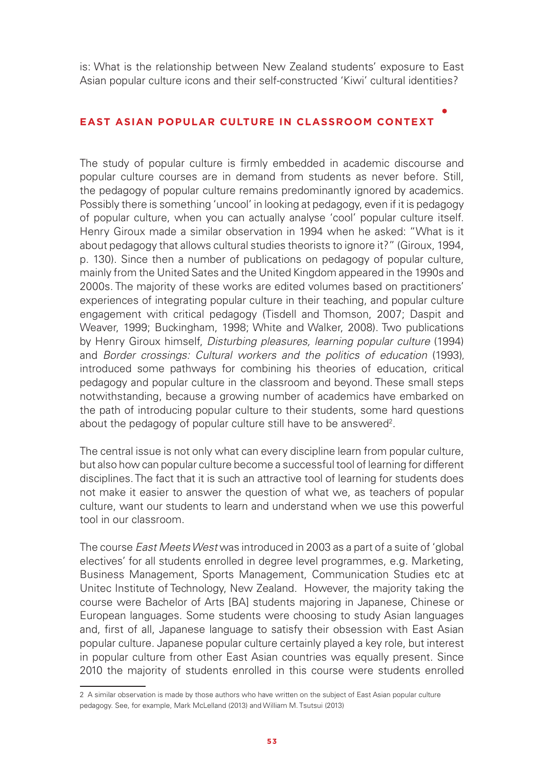is: What is the relationship between New Zealand students' exposure to East Asian popular culture icons and their self-constructed 'Kiwi' cultural identities?

## EAST ASIAN POPULAR CULTURE IN CLASSROOM CONTEXT

The study of popular culture is firmly embedded in academic discourse and popular culture courses are in demand from students as never before. Still, the pedagogy of popular culture remains predominantly ignored by academics. Possibly there is something 'uncool' in looking at pedagogy, even if it is pedagogy of popular culture, when you can actually analyse 'cool' popular culture itself. Henry Giroux made a similar observation in 1994 when he asked: "What is it about pedagogy that allows cultural studies theorists to ignore it?" (Giroux, 1994, p. 130). Since then a number of publications on pedagogy of popular culture, mainly from the United Sates and the United Kingdom appeared in the 1990s and 2000s. The majority of these works are edited volumes based on practitioners' experiences of integrating popular culture in their teaching, and popular culture engagement with critical pedagogy (Tisdell and Thomson, 2007; Daspit and Weaver, 1999; Buckingham, 1998; White and Walker, 2008). Two publications by Henry Giroux himself, *Disturbing pleasures, learning popular culture* (1994) and *Border crossings: Cultural workers and the politics of education* (1993), introduced some pathways for combining his theories of education, critical pedagogy and popular culture in the classroom and beyond. These small steps notwithstanding, because a growing number of academics have embarked on the path of introducing popular culture to their students, some hard questions about the pedagogy of popular culture still have to be answered[2].

The central issue is not only what can every discipline learn from popular culture, but also how can popular culture become a successful tool of learning for different disciplines. The fact that it is such an attractive tool of learning for students does not make it easier to answer the question of what we, as teachers of popular culture, want our students to learn and understand when we use this powerful tool in our classroom.

The course *East Meets West* was introduced in 2003 as a part of a suite of 'global electives' for all students enrolled in degree level programmes, e.g. Marketing, Business Management, Sports Management, Communication Studies etc at Unitec Institute of Technology, New Zealand. However, the majority taking the course were Bachelor of Arts [BA] students majoring in Japanese, Chinese or European languages. Some students were choosing to study Asian languages and, first of all, Japanese language to satisfy their obsession with East Asian popular culture. Japanese popular culture certainly played a key role, but interest in popular culture from other East Asian countries was equally present. Since 2010 the majority of students enrolled in this course were students enrolled

---

2 A similar observation is made by those authors who have written on the subject of East Asian popular culture pedagogy. See, for example, Mark McLelland (2013) and William M. Tsutsui (2013)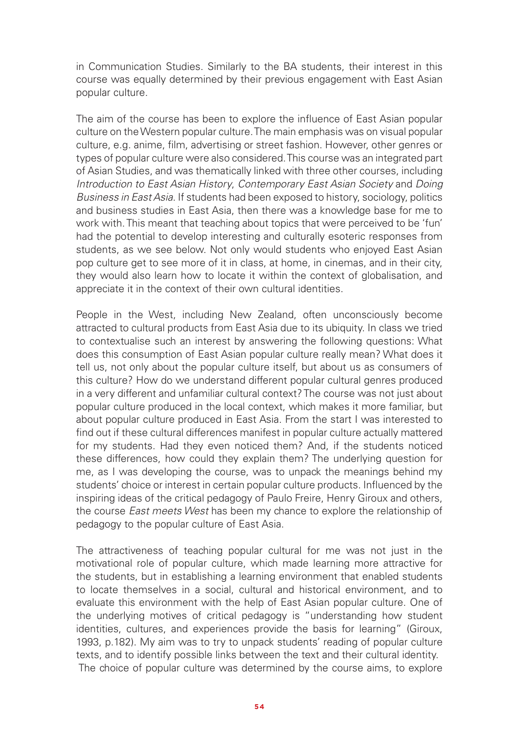in Communication Studies. Similarly to the BA students, their interest in this course was equally determined by their previous engagement with East Asian popular culture.

The aim of the course has been to explore the influence of East Asian popular culture on the Western popular culture. The main emphasis was on visual popular culture, e.g. anime, film, advertising or street fashion. However, other genres or types of popular culture were also considered. This course was an integrated part of Asian Studies, and was thematically linked with three other courses, including *Introduction to East Asian History*, *Contemporary East Asian Society* and *Doing Business in East Asia*. If students had been exposed to history, sociology, politics and business studies in East Asia, then there was a knowledge base for me to work with. This meant that teaching about topics that were perceived to be 'fun' had the potential to develop interesting and culturally esoteric responses from students, as we see below. Not only would students who enjoyed East Asian pop culture get to see more of it in class, at home, in cinemas, and in their city, they would also learn how to locate it within the context of globalisation, and appreciate it in the context of their own cultural identities.

People in the West, including New Zealand, often unconsciously become attracted to cultural products from East Asia due to its ubiquity. In class we tried to contextualise such an interest by answering the following questions: What does this consumption of East Asian popular culture really mean? What does it tell us, not only about the popular culture itself, but about us as consumers of this culture? How do we understand different popular cultural genres produced in a very different and unfamiliar cultural context? The course was not just about popular culture produced in the local context, which makes it more familiar, but about popular culture produced in East Asia. From the start I was interested to find out if these cultural differences manifest in popular culture actually mattered for my students. Had they even noticed them? And, if the students noticed these differences, how could they explain them? The underlying question for me, as I was developing the course, was to unpack the meanings behind my students' choice or interest in certain popular culture products. Influenced by the inspiring ideas of the critical pedagogy of Paulo Freire, Henry Giroux and others, the course *East meets West* has been my chance to explore the relationship of pedagogy to the popular culture of East Asia.

The attractiveness of teaching popular cultural for me was not just in the motivational role of popular culture, which made learning more attractive for the students, but in establishing a learning environment that enabled students to locate themselves in a social, cultural and historical environment, and to evaluate this environment with the help of East Asian popular culture. One of the underlying motives of critical pedagogy is "understanding how student identities, cultures, and experiences provide the basis for learning" (Giroux, 1993, p.182). My aim was to try to unpack students' reading of popular culture texts, and to identify possible links between the text and their cultural identity. The choice of popular culture was determined by the course aims, to explore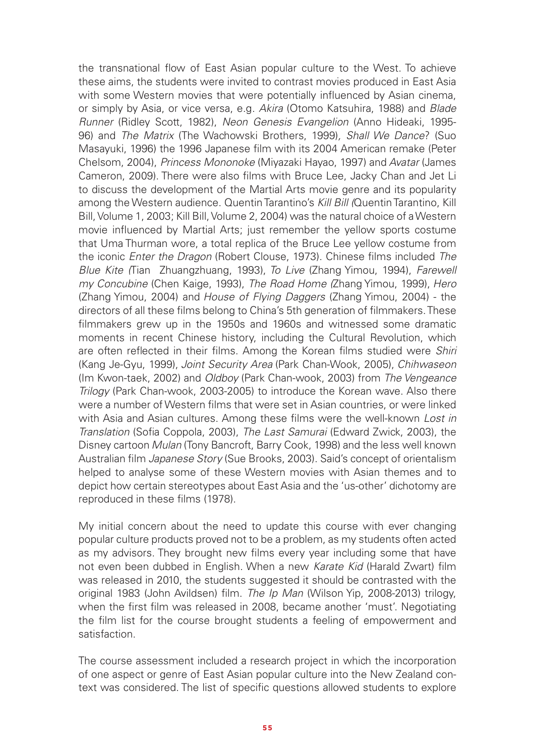the transnational flow of East Asian popular culture to the West. To achieve these aims, the students were invited to contrast movies produced in East Asia with some Western movies that were potentially influenced by Asian cinema, or simply by Asia, or vice versa, e.g. *Akira* (Otomo Katsuhira, 1988) and *Blade Runner* (Ridley Scott, 1982), *Neon Genesis Evangelion* (Anno Hideaki, 1995-96) and *The Matrix* (The Wachowski Brothers, 1999)*, Shall We Dance*? (Suo Masayuki, 1996) the 1996 Japanese film with its 2004 American remake (Peter Chelsom, 2004), *Princess Mononoke* (Miyazaki Hayao, 1997) and *Avatar* (James Cameron, 2009). There were also films with Bruce Lee, Jacky Chan and Jet Li to discuss the development of the Martial Arts movie genre and its popularity among the Western audience. Quentin Tarantino's *Kill Bill (*Quentin Tarantino, Kill Bill, Volume 1, 2003; Kill Bill, Volume 2, 2004) was the natural choice of a Western movie influenced by Martial Arts; just remember the yellow sports costume that Uma Thurman wore, a total replica of the Bruce Lee yellow costume from the iconic *Enter the Dragon* (Robert Clouse, 1973). Chinese films included *The Blue Kite (*Tian Zhuangzhuang, 1993), *To Live* (Zhang Yimou, 1994), *Farewell my Concubine* (Chen Kaige, 1993), *The Road Home (*Zhang Yimou, 1999), *Hero* (Zhang Yimou, 2004) and *House of Flying Daggers* (Zhang Yimou, 2004) - the directors of all these films belong to China's 5th generation of filmmakers. These filmmakers grew up in the 1950s and 1960s and witnessed some dramatic moments in recent Chinese history, including the Cultural Revolution, which are often reflected in their films. Among the Korean films studied were *Shiri* (Kang Je-Gyu, 1999), *Joint Security Area* (Park Chan-Wook, 2005), *Chihwaseon* (Im Kwon-taek, 2002) and *Oldboy* (Park Chan-wook, 2003) from *The Vengeance Trilogy* (Park Chan-wook, 2003-2005) to introduce the Korean wave. Also there were a number of Western films that were set in Asian countries, or were linked with Asia and Asian cultures. Among these films were the well-known *Lost in Translation* (Sofia Coppola, 2003), *The Last Samurai* (Edward Zwick, 2003), the Disney cartoon *Mulan* (Tony Bancroft, Barry Cook, 1998) and the less well known Australian film *Japanese Story* (Sue Brooks, 2003). Said's concept of orientalism helped to analyse some of these Western movies with Asian themes and to depict how certain stereotypes about East Asia and the 'us-other' dichotomy are reproduced in these films (1978).

My initial concern about the need to update this course with ever changing popular culture products proved not to be a problem, as my students often acted as my advisors. They brought new films every year including some that have not even been dubbed in English. When a new *Karate Kid* (Harald Zwart) film was released in 2010, the students suggested it should be contrasted with the original 1983 (John Avildsen) film. *The Ip Man* (Wilson Yip, 2008-2013) trilogy, when the first film was released in 2008, became another 'must'. Negotiating the film list for the course brought students a feeling of empowerment and satisfaction.

The course assessment included a research project in which the incorporation of one aspect or genre of East Asian popular culture into the New Zealand context was considered. The list of specific questions allowed students to explore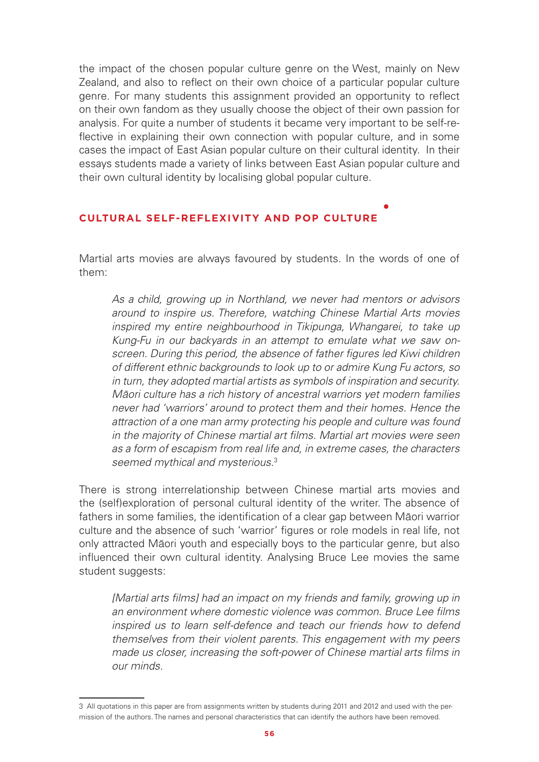the impact of the chosen popular culture genre on the West, mainly on New Zealand, and also to reflect on their own choice of a particular popular culture genre. For many students this assignment provided an opportunity to reflect on their own fandom as they usually choose the object of their own passion for analysis. For quite a number of students it became very important to be self-reflective in explaining their own connection with popular culture, and in some cases the impact of East Asian popular culture on their cultural identity. In their essays students made a variety of links between East Asian popular culture and their own cultural identity by localising global popular culture.

## CULTURAL SELF-REFLEXIVITY AND POP CULTURE

Martial arts movies are always favoured by students. In the words of one of them:

> *As a child, growing up in Northland, we never had mentors or advisors around to inspire us. Therefore, watching Chinese Martial Arts movies inspired my entire neighbourhood in Tikipunga, Whangarei, to take up Kung-Fu in our backyards in an attempt to emulate what we saw on-screen. During this period, the absence of father figures led Kiwi children of different ethnic backgrounds to look up to or admire Kung Fu actors, so in turn, they adopted martial artists as symbols of inspiration and security. Māori culture has a rich history of ancestral warriors yet modern families never had 'warriors' around to protect them and their homes. Hence the attraction of a one man army protecting his people and culture was found in the majority of Chinese martial art films. Martial art movies were seen as a form of escapism from real life and, in extreme cases, the characters seemed mythical and mysterious.*[3]

There is strong interrelationship between Chinese martial arts movies and the (self)exploration of personal cultural identity of the writer. The absence of fathers in some families, the identification of a clear gap between Māori warrior culture and the absence of such 'warrior' figures or role models in real life, not only attracted Māori youth and especially boys to the particular genre, but also influenced their own cultural identity. Analysing Bruce Lee movies the same student suggests:

> *[Martial arts films] had an impact on my friends and family, growing up in an environment where domestic violence was common. Bruce Lee films inspired us to learn self-defence and teach our friends how to defend themselves from their violent parents. This engagement with my peers made us closer, increasing the soft-power of Chinese martial arts films in our minds.*

---

3 All quotations in this paper are from assignments written by students during 2011 and 2012 and used with the permission of the authors. The names and personal characteristics that can identify the authors have been removed.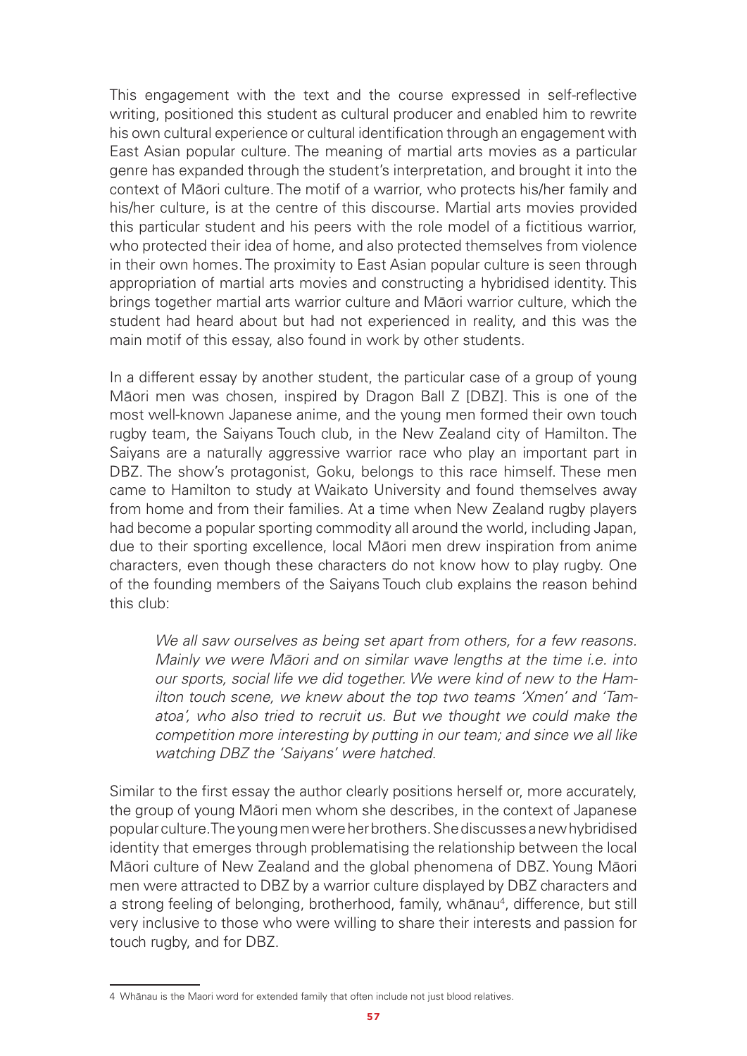This engagement with the text and the course expressed in self-reflective writing, positioned this student as cultural producer and enabled him to rewrite his own cultural experience or cultural identification through an engagement with East Asian popular culture. The meaning of martial arts movies as a particular genre has expanded through the student's interpretation, and brought it into the context of Māori culture. The motif of a warrior, who protects his/her family and his/her culture, is at the centre of this discourse. Martial arts movies provided this particular student and his peers with the role model of a fictitious warrior, who protected their idea of home, and also protected themselves from violence in their own homes. The proximity to East Asian popular culture is seen through appropriation of martial arts movies and constructing a hybridised identity. This brings together martial arts warrior culture and Māori warrior culture, which the student had heard about but had not experienced in reality, and this was the main motif of this essay, also found in work by other students.

In a different essay by another student, the particular case of a group of young Māori men was chosen, inspired by Dragon Ball Z [DBZ]. This is one of the most well-known Japanese anime, and the young men formed their own touch rugby team, the Saiyans Touch club, in the New Zealand city of Hamilton. The Saiyans are a naturally aggressive warrior race who play an important part in DBZ. The show's protagonist, Goku, belongs to this race himself. These men came to Hamilton to study at Waikato University and found themselves away from home and from their families. At a time when New Zealand rugby players had become a popular sporting commodity all around the world, including Japan, due to their sporting excellence, local Māori men drew inspiration from anime characters, even though these characters do not know how to play rugby. One of the founding members of the Saiyans Touch club explains the reason behind this club:

> *We all saw ourselves as being set apart from others, for a few reasons. Mainly we were Māori and on similar wave lengths at the time i.e. into our sports, social life we did together. We were kind of new to the Hamilton touch scene, we knew about the top two teams 'Xmen' and 'Tamatoa', who also tried to recruit us. But we thought we could make the competition more interesting by putting in our team; and since we all like watching DBZ the 'Saiyans' were hatched.*

Similar to the first essay the author clearly positions herself or, more accurately, the group of young Māori men whom she describes, in the context of Japanese popular culture. The young men were her brothers. She discusses a new hybridised identity that emerges through problematising the relationship between the local Māori culture of New Zealand and the global phenomena of DBZ. Young Māori men were attracted to DBZ by a warrior culture displayed by DBZ characters and a strong feeling of belonging, brotherhood, family, whānau[4], difference, but still very inclusive to those who were willing to share their interests and passion for touch rugby, and for DBZ.

4 Whānau is the Maori word for extended family that often include not just blood relatives.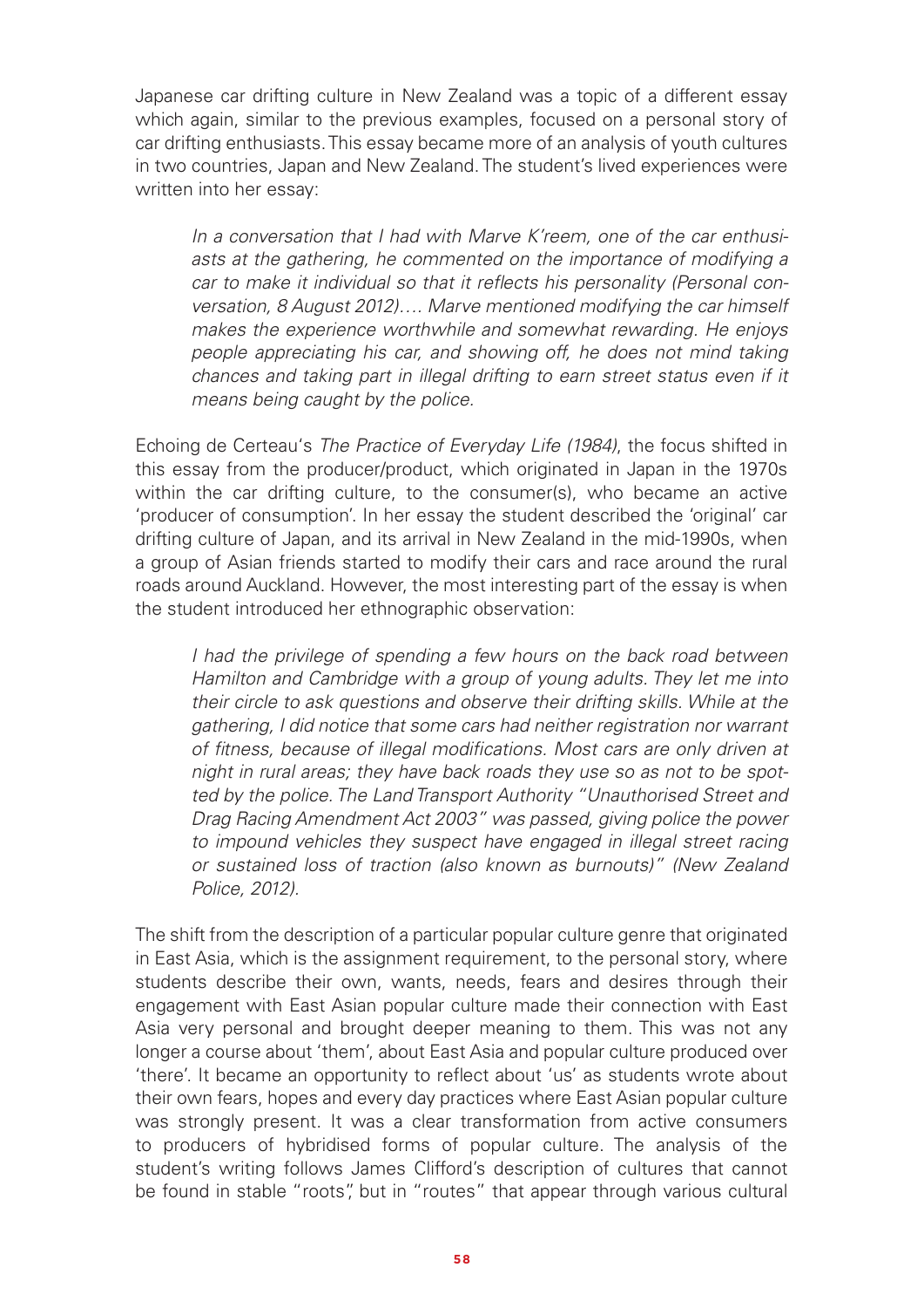Japanese car drifting culture in New Zealand was a topic of a different essay which again, similar to the previous examples, focused on a personal story of car drifting enthusiasts. This essay became more of an analysis of youth cultures in two countries, Japan and New Zealand. The student's lived experiences were written into her essay:

> *In a conversation that I had with Marve K'reem, one of the car enthusiasts at the gathering, he commented on the importance of modifying a car to make it individual so that it reflects his personality (Personal conversation, 8 August 2012)…. Marve mentioned modifying the car himself makes the experience worthwhile and somewhat rewarding. He enjoys people appreciating his car, and showing off, he does not mind taking chances and taking part in illegal drifting to earn street status even if it means being caught by the police.*

Echoing de Certeau's *The Practice of Everyday Life (1984)*, the focus shifted in this essay from the producer/product, which originated in Japan in the 1970s within the car drifting culture, to the consumer(s), who became an active 'producer of consumption'. In her essay the student described the 'original' car drifting culture of Japan, and its arrival in New Zealand in the mid-1990s, when a group of Asian friends started to modify their cars and race around the rural roads around Auckland. However, the most interesting part of the essay is when the student introduced her ethnographic observation:

> *I had the privilege of spending a few hours on the back road between Hamilton and Cambridge with a group of young adults. They let me into their circle to ask questions and observe their drifting skills. While at the gathering, I did notice that some cars had neither registration nor warrant of fitness, because of illegal modifications. Most cars are only driven at night in rural areas; they have back roads they use so as not to be spotted by the police. The Land Transport Authority "Unauthorised Street and Drag Racing Amendment Act 2003" was passed, giving police the power to impound vehicles they suspect have engaged in illegal street racing or sustained loss of traction (also known as burnouts)" (New Zealand Police, 2012).*

The shift from the description of a particular popular culture genre that originated in East Asia, which is the assignment requirement, to the personal story, where students describe their own, wants, needs, fears and desires through their engagement with East Asian popular culture made their connection with East Asia very personal and brought deeper meaning to them. This was not any longer a course about 'them', about East Asia and popular culture produced over 'there'. It became an opportunity to reflect about 'us' as students wrote about their own fears, hopes and every day practices where East Asian popular culture was strongly present. It was a clear transformation from active consumers to producers of hybridised forms of popular culture. The analysis of the student's writing follows James Clifford's description of cultures that cannot be found in stable "roots", but in "routes" that appear through various cultural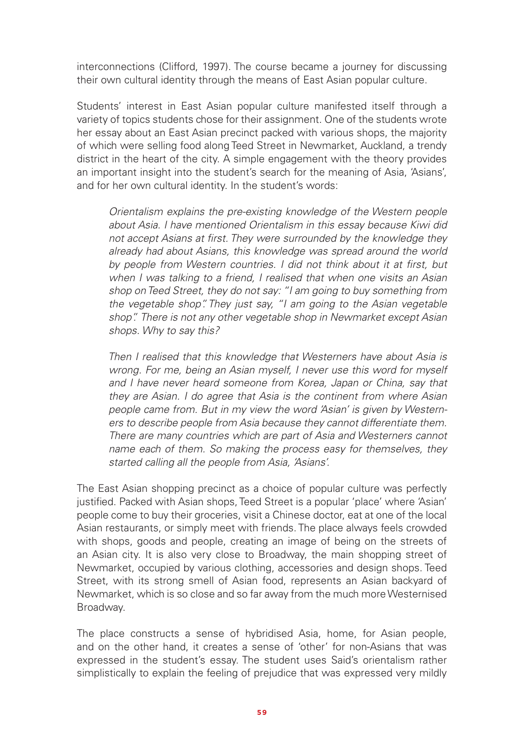interconnections (Clifford, 1997). The course became a journey for discussing their own cultural identity through the means of East Asian popular culture.

Students' interest in East Asian popular culture manifested itself through a variety of topics students chose for their assignment. One of the students wrote her essay about an East Asian precinct packed with various shops, the majority of which were selling food along Teed Street in Newmarket, Auckland, a trendy district in the heart of the city. A simple engagement with the theory provides an important insight into the student's search for the meaning of Asia, 'Asians', and for her own cultural identity. In the student's words:

> *Orientalism explains the pre-existing knowledge of the Western people about Asia. I have mentioned Orientalism in this essay because Kiwi did not accept Asians at first. They were surrounded by the knowledge they already had about Asians, this knowledge was spread around the world by people from Western countries. I did not think about it at first, but when I was talking to a friend, I realised that when one visits an Asian shop on Teed Street, they do not say: "I am going to buy something from the vegetable shop". They just say, "I am going to the Asian vegetable shop". There is not any other vegetable shop in Newmarket except Asian shops. Why to say this?*
>
> *Then I realised that this knowledge that Westerners have about Asia is wrong. For me, being an Asian myself, I never use this word for myself and I have never heard someone from Korea, Japan or China, say that they are Asian. I do agree that Asia is the continent from where Asian people came from. But in my view the word 'Asian' is given by Westerners to describe people from Asia because they cannot differentiate them. There are many countries which are part of Asia and Westerners cannot name each of them. So making the process easy for themselves, they started calling all the people from Asia, 'Asians'.*

The East Asian shopping precinct as a choice of popular culture was perfectly justified. Packed with Asian shops, Teed Street is a popular 'place' where 'Asian' people come to buy their groceries, visit a Chinese doctor, eat at one of the local Asian restaurants, or simply meet with friends. The place always feels crowded with shops, goods and people, creating an image of being on the streets of an Asian city. It is also very close to Broadway, the main shopping street of Newmarket, occupied by various clothing, accessories and design shops. Teed Street, with its strong smell of Asian food, represents an Asian backyard of Newmarket, which is so close and so far away from the much more Westernised Broadway.

The place constructs a sense of hybridised Asia, home, for Asian people, and on the other hand, it creates a sense of 'other' for non-Asians that was expressed in the student's essay. The student uses Said's orientalism rather simplistically to explain the feeling of prejudice that was expressed very mildly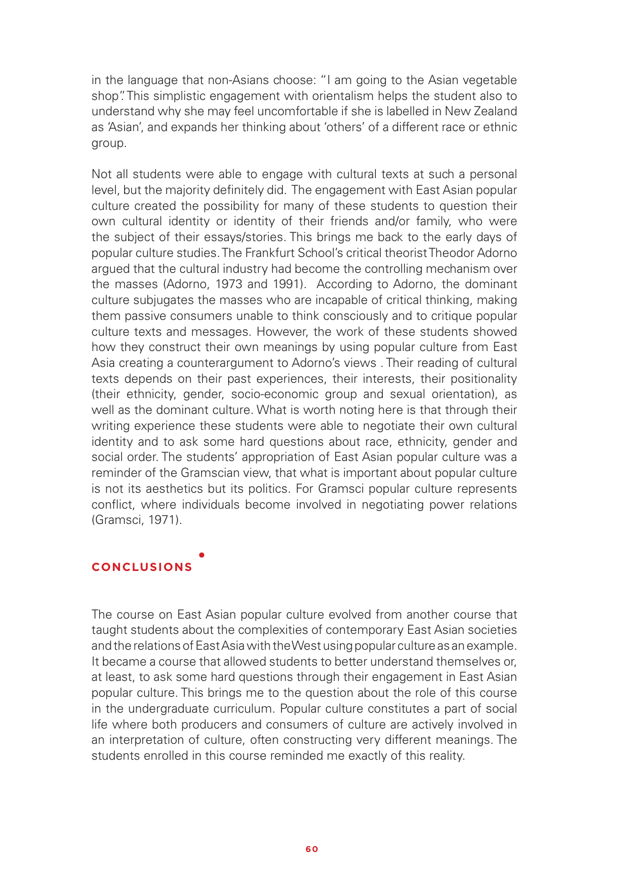in the language that non-Asians choose: "I am going to the Asian vegetable shop". This simplistic engagement with orientalism helps the student also to understand why she may feel uncomfortable if she is labelled in New Zealand as 'Asian', and expands her thinking about 'others' of a different race or ethnic group.

Not all students were able to engage with cultural texts at such a personal level, but the majority definitely did. The engagement with East Asian popular culture created the possibility for many of these students to question their own cultural identity or identity of their friends and/or family, who were the subject of their essays/stories. This brings me back to the early days of popular culture studies. The Frankfurt School's critical theorist Theodor Adorno argued that the cultural industry had become the controlling mechanism over the masses (Adorno, 1973 and 1991). According to Adorno, the dominant culture subjugates the masses who are incapable of critical thinking, making them passive consumers unable to think consciously and to critique popular culture texts and messages. However, the work of these students showed how they construct their own meanings by using popular culture from East Asia creating a counterargument to Adorno's views . Their reading of cultural texts depends on their past experiences, their interests, their positionality (their ethnicity, gender, socio-economic group and sexual orientation), as well as the dominant culture. What is worth noting here is that through their writing experience these students were able to negotiate their own cultural identity and to ask some hard questions about race, ethnicity, gender and social order. The students' appropriation of East Asian popular culture was a reminder of the Gramscian view, that what is important about popular culture is not its aesthetics but its politics. For Gramsci popular culture represents conflict, where individuals become involved in negotiating power relations (Gramsci, 1971).

## CONCLUSIONS

The course on East Asian popular culture evolved from another course that taught students about the complexities of contemporary East Asian societies and the relations of East Asia with the West using popular culture as an example. It became a course that allowed students to better understand themselves or, at least, to ask some hard questions through their engagement in East Asian popular culture. This brings me to the question about the role of this course in the undergraduate curriculum. Popular culture constitutes a part of social life where both producers and consumers of culture are actively involved in an interpretation of culture, often constructing very different meanings. The students enrolled in this course reminded me exactly of this reality.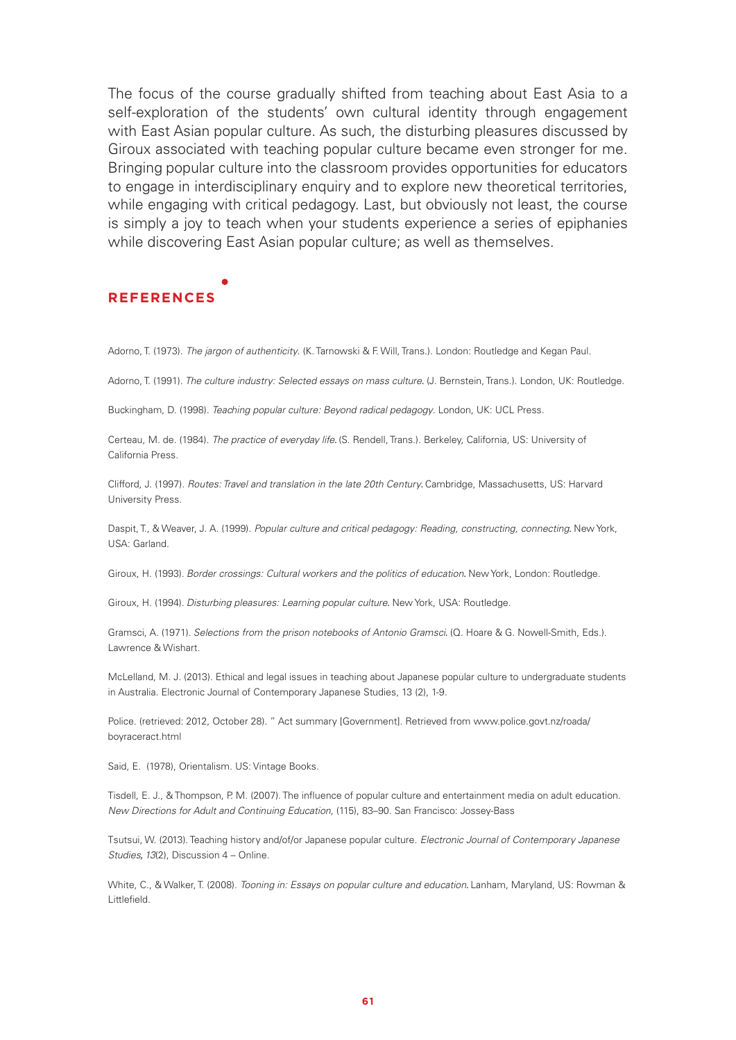The focus of the course gradually shifted from teaching about East Asia to a self-exploration of the students' own cultural identity through engagement with East Asian popular culture. As such, the disturbing pleasures discussed by Giroux associated with teaching popular culture became even stronger for me. Bringing popular culture into the classroom provides opportunities for educators to engage in interdisciplinary enquiry and to explore new theoretical territories, while engaging with critical pedagogy. Last, but obviously not least, the course is simply a joy to teach when your students experience a series of epiphanies while discovering East Asian popular culture; as well as themselves.

## REFERENCES

Adorno, T. (1973). *The jargon of authenticity*. (K. Tarnowski & F. Will, Trans.). London: Routledge and Kegan Paul.

Adorno, T. (1991). *The culture industry: Selected essays on mass culture*. (J. Bernstein, Trans.). London, UK: Routledge.

Buckingham, D. (1998). *Teaching popular culture: Beyond radical pedagogy*. London, UK: UCL Press.

Certeau, M. de. (1984). *The practice of everyday life*. (S. Rendell, Trans.). Berkeley, California, US: University of California Press.

Clifford, J. (1997). *Routes: Travel and translation in the late 20th Century*. Cambridge, Massachusetts, US: Harvard University Press.

Daspit, T., & Weaver, J. A. (1999). *Popular culture and critical pedagogy: Reading, constructing, connecting*. New York, USA: Garland.

Giroux, H. (1993). *Border crossings: Cultural workers and the politics of education*. New York, London: Routledge.

Giroux, H. (1994). *Disturbing pleasures: Learning popular culture*. New York, USA: Routledge.

Gramsci, A. (1971). *Selections from the prison notebooks of Antonio Gramsci*. (Q. Hoare & G. Nowell-Smith, Eds.). Lawrence & Wishart.

McLelland, M. J. (2013). Ethical and legal issues in teaching about Japanese popular culture to undergraduate students in Australia. Electronic Journal of Contemporary Japanese Studies, 13 (2), 1-9.

Police. (retrieved: 2012, October 28). " Act summary [Government]. Retrieved from www.police.govt.nz/roada/boyraceract.html

Said, E. (1978), Orientalism. US: Vintage Books.

Tisdell, E. J., & Thompson, P. M. (2007). The influence of popular culture and entertainment media on adult education. *New Directions for Adult and Continuing Education*, (115), 83–90. San Francisco: Jossey-Bass

Tsutsui, W. (2013). Teaching history and/of/or Japanese popular culture. *Electronic Journal of Contemporary Japanese Studies*, *13*(2), Discussion 4 – Online.

White, C., & Walker, T. (2008). *Tooning in: Essays on popular culture and education*. Lanham, Maryland, US: Rowman & Littlefield.